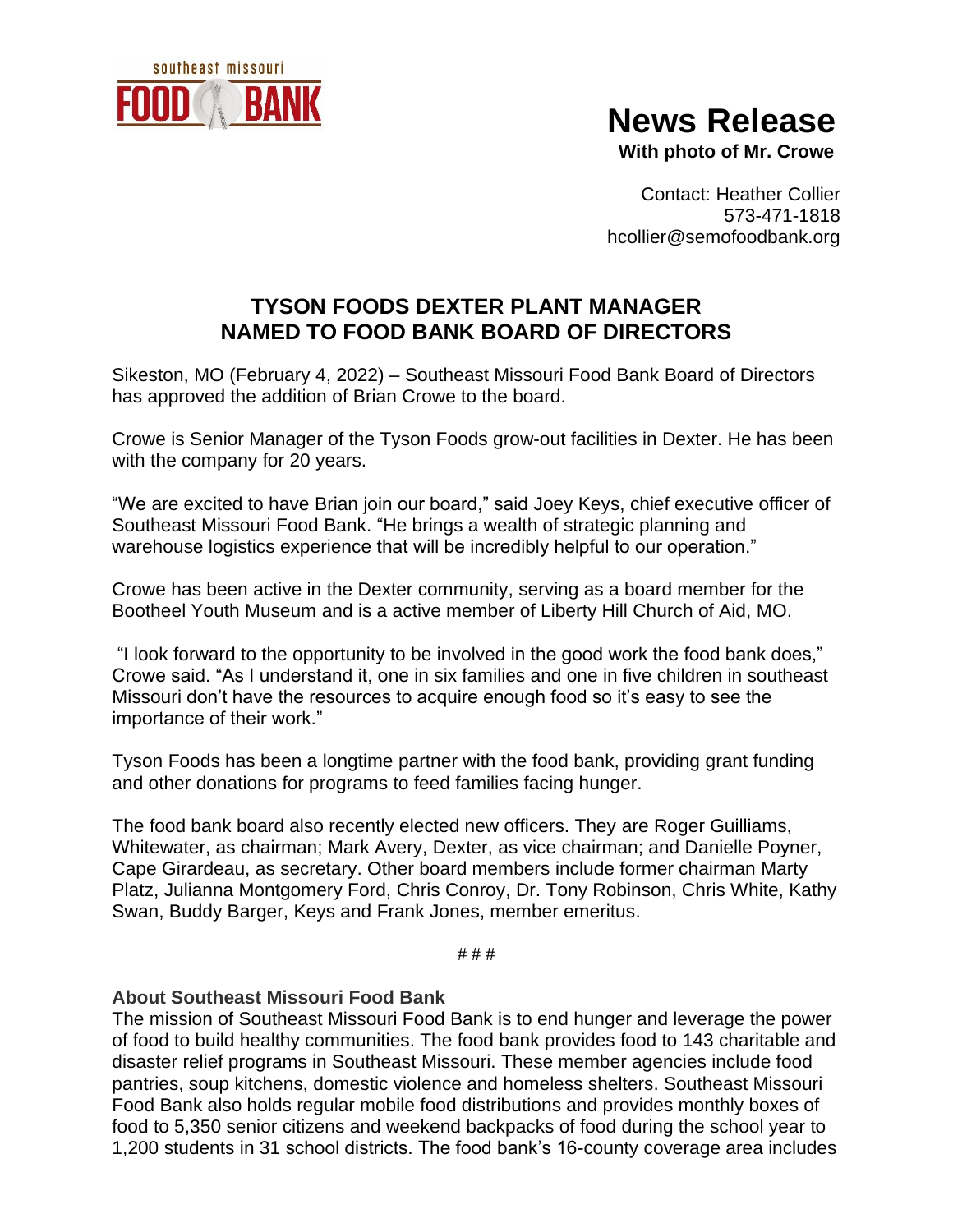southeast missouri
FOOD BANK

# News Release

**With photo of Mr. Crowe**

Contact: Heather Collier
573-471-1818
hcollier@semofoodbank.org

## TYSON FOODS DEXTER PLANT MANAGER NAMED TO FOOD BANK BOARD OF DIRECTORS

Sikeston, MO (February 4, 2022) – Southeast Missouri Food Bank Board of Directors has approved the addition of Brian Crowe to the board.

Crowe is Senior Manager of the Tyson Foods grow-out facilities in Dexter. He has been with the company for 20 years.

"We are excited to have Brian join our board," said Joey Keys, chief executive officer of Southeast Missouri Food Bank. "He brings a wealth of strategic planning and warehouse logistics experience that will be incredibly helpful to our operation."

Crowe has been active in the Dexter community, serving as a board member for the Bootheel Youth Museum and is a active member of Liberty Hill Church of Aid, MO.

"I look forward to the opportunity to be involved in the good work the food bank does," Crowe said. "As I understand it, one in six families and one in five children in southeast Missouri don't have the resources to acquire enough food so it's easy to see the importance of their work."

Tyson Foods has been a longtime partner with the food bank, providing grant funding and other donations for programs to feed families facing hunger.

The food bank board also recently elected new officers. They are Roger Guilliams, Whitewater, as chairman; Mark Avery, Dexter, as vice chairman; and Danielle Poyner, Cape Girardeau, as secretary. Other board members include former chairman Marty Platz, Julianna Montgomery Ford, Chris Conroy, Dr. Tony Robinson, Chris White, Kathy Swan, Buddy Barger, Keys and Frank Jones, member emeritus.

# # #

**About Southeast Missouri Food Bank**

The mission of Southeast Missouri Food Bank is to end hunger and leverage the power of food to build healthy communities. The food bank provides food to 143 charitable and disaster relief programs in Southeast Missouri. These member agencies include food pantries, soup kitchens, domestic violence and homeless shelters. Southeast Missouri Food Bank also holds regular mobile food distributions and provides monthly boxes of food to 5,350 senior citizens and weekend backpacks of food during the school year to 1,200 students in 31 school districts. The food bank's 16-county coverage area includes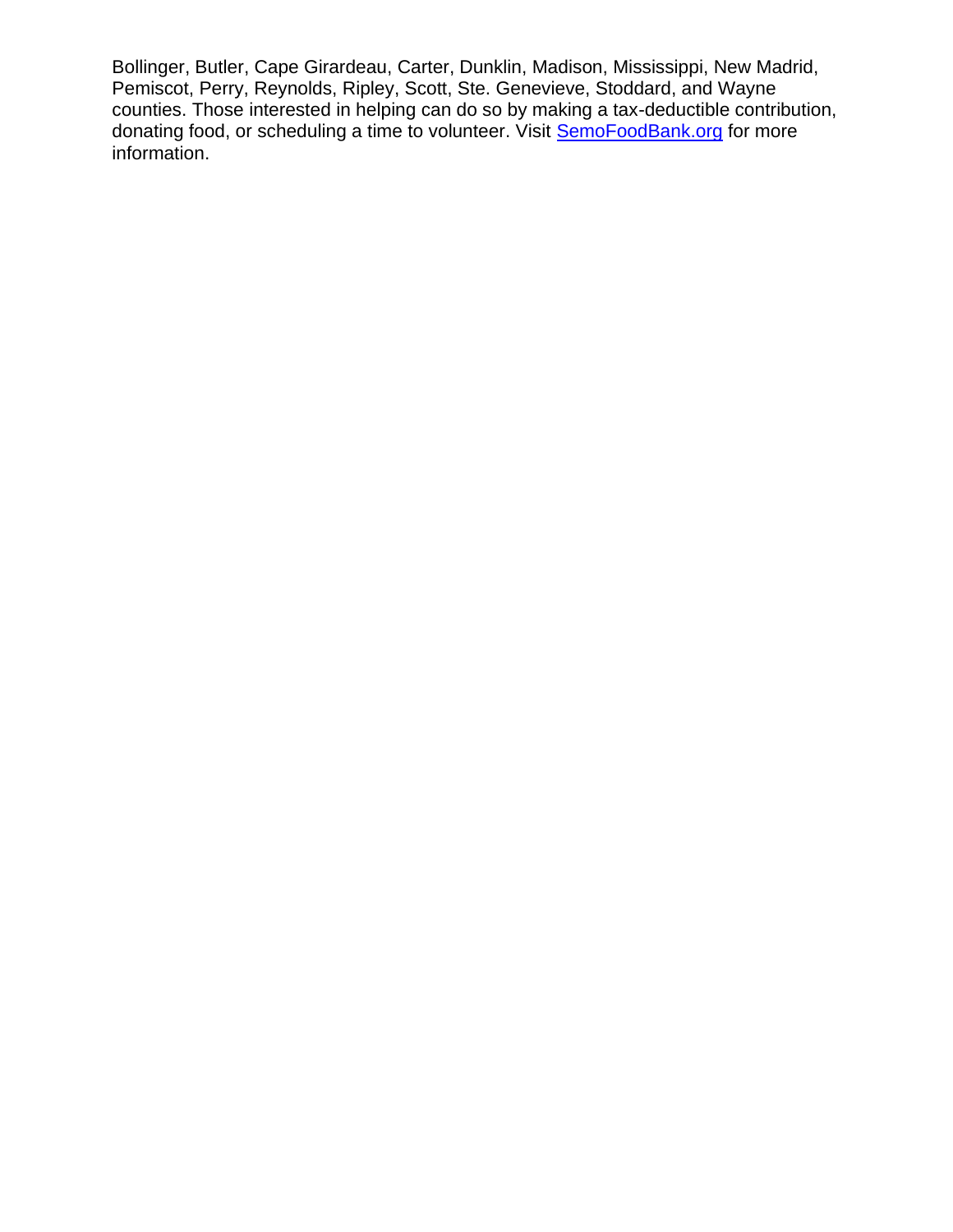Bollinger, Butler, Cape Girardeau, Carter, Dunklin, Madison, Mississippi, New Madrid, Pemiscot, Perry, Reynolds, Ripley, Scott, Ste. Genevieve, Stoddard, and Wayne counties. Those interested in helping can do so by making a tax-deductible contribution, donating food, or scheduling a time to volunteer. Visit [SemoFoodBank.org](SemoFoodBank.org) for more information.